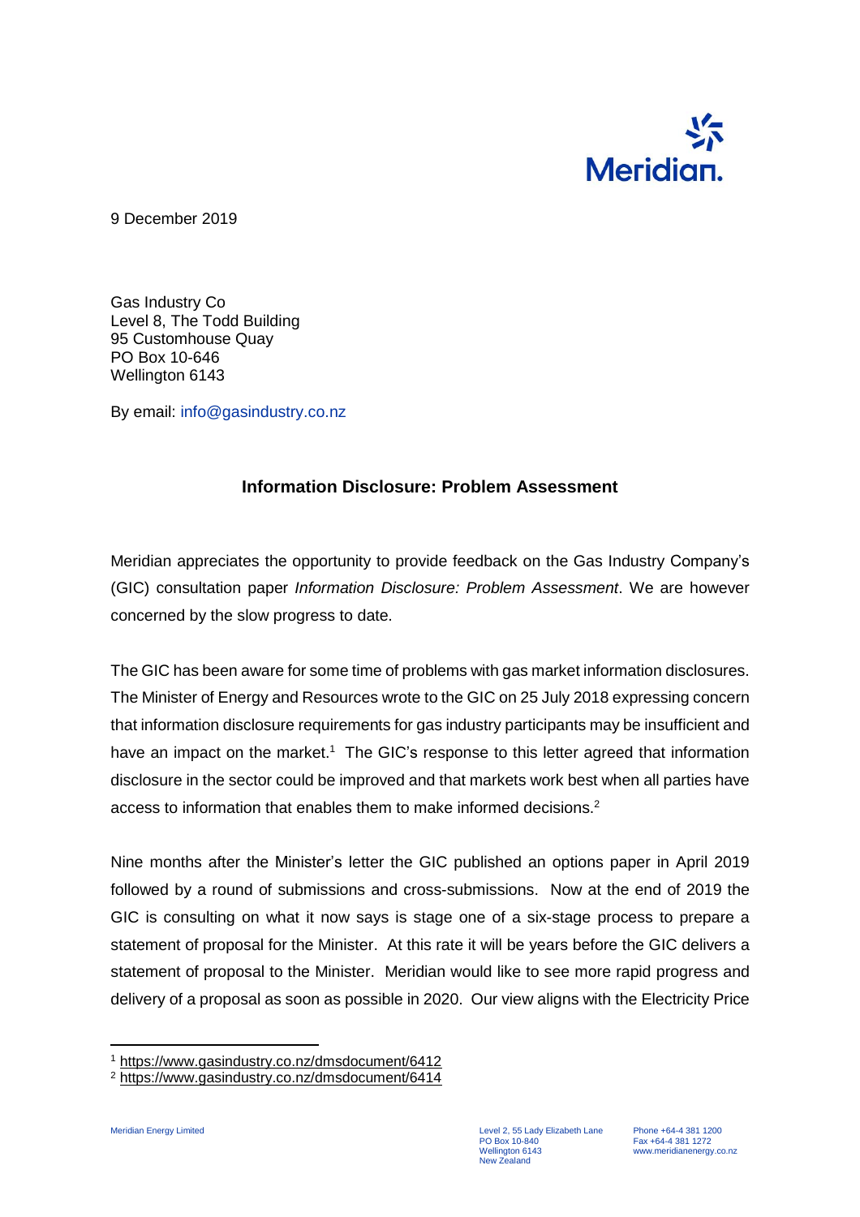9 December 2019

Gas Industry Co
Level 8, The Todd Building
95 Customhouse Quay
PO Box 10-646
Wellington 6143

By email: info@gasindustry.co.nz

## Information Disclosure: Problem Assessment

Meridian appreciates the opportunity to provide feedback on the Gas Industry Company's (GIC) consultation paper *Information Disclosure: Problem Assessment*. We are however concerned by the slow progress to date.

The GIC has been aware for some time of problems with gas market information disclosures. The Minister of Energy and Resources wrote to the GIC on 25 July 2018 expressing concern that information disclosure requirements for gas industry participants may be insufficient and have an impact on the market.[1] The GIC's response to this letter agreed that information disclosure in the sector could be improved and that markets work best when all parties have access to information that enables them to make informed decisions.[2]

Nine months after the Minister's letter the GIC published an options paper in April 2019 followed by a round of submissions and cross-submissions. Now at the end of 2019 the GIC is consulting on what it now says is stage one of a six-stage process to prepare a statement of proposal for the Minister. At this rate it will be years before the GIC delivers a statement of proposal to the Minister. Meridian would like to see more rapid progress and delivery of a proposal as soon as possible in 2020. Our view aligns with the Electricity Price

---

[1] https://www.gasindustry.co.nz/dmsdocument/6412

[2] https://www.gasindustry.co.nz/dmsdocument/6414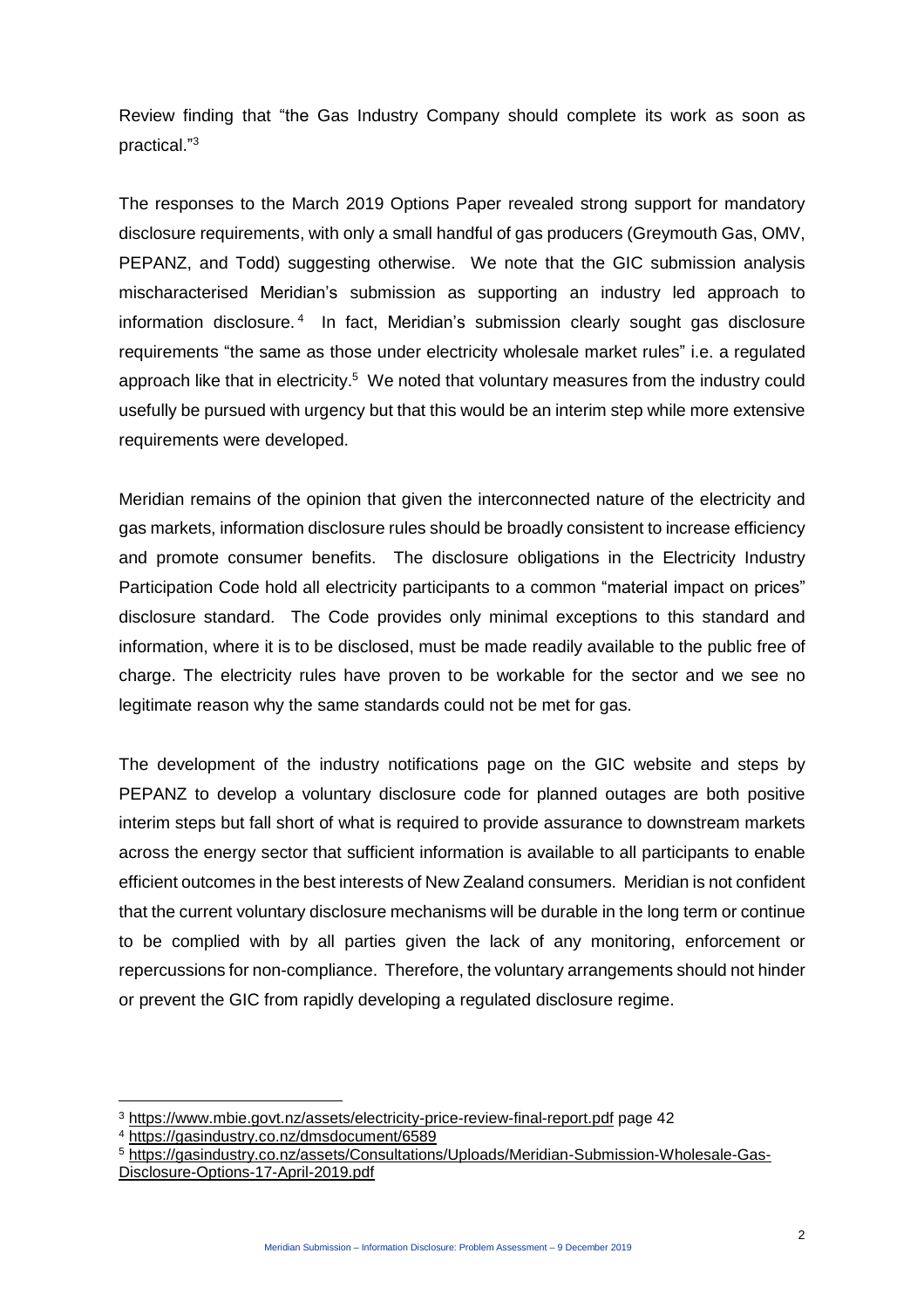Review finding that "the Gas Industry Company should complete its work as soon as practical."[3]

The responses to the March 2019 Options Paper revealed strong support for mandatory disclosure requirements, with only a small handful of gas producers (Greymouth Gas, OMV, PEPANZ, and Todd) suggesting otherwise. We note that the GIC submission analysis mischaracterised Meridian's submission as supporting an industry led approach to information disclosure.[4] In fact, Meridian's submission clearly sought gas disclosure requirements "the same as those under electricity wholesale market rules" i.e. a regulated approach like that in electricity.[5] We noted that voluntary measures from the industry could usefully be pursued with urgency but that this would be an interim step while more extensive requirements were developed.

Meridian remains of the opinion that given the interconnected nature of the electricity and gas markets, information disclosure rules should be broadly consistent to increase efficiency and promote consumer benefits. The disclosure obligations in the Electricity Industry Participation Code hold all electricity participants to a common "material impact on prices" disclosure standard. The Code provides only minimal exceptions to this standard and information, where it is to be disclosed, must be made readily available to the public free of charge. The electricity rules have proven to be workable for the sector and we see no legitimate reason why the same standards could not be met for gas.

The development of the industry notifications page on the GIC website and steps by PEPANZ to develop a voluntary disclosure code for planned outages are both positive interim steps but fall short of what is required to provide assurance to downstream markets across the energy sector that sufficient information is available to all participants to enable efficient outcomes in the best interests of New Zealand consumers. Meridian is not confident that the current voluntary disclosure mechanisms will be durable in the long term or continue to be complied with by all parties given the lack of any monitoring, enforcement or repercussions for non-compliance. Therefore, the voluntary arrangements should not hinder or prevent the GIC from rapidly developing a regulated disclosure regime.

---

[3] https://www.mbie.govt.nz/assets/electricity-price-review-final-report.pdf page 42

[4] https://gasindustry.co.nz/dmsdocument/6589

[5] https://gasindustry.co.nz/assets/Consultations/Uploads/Meridian-Submission-Wholesale-Gas-Disclosure-Options-17-April-2019.pdf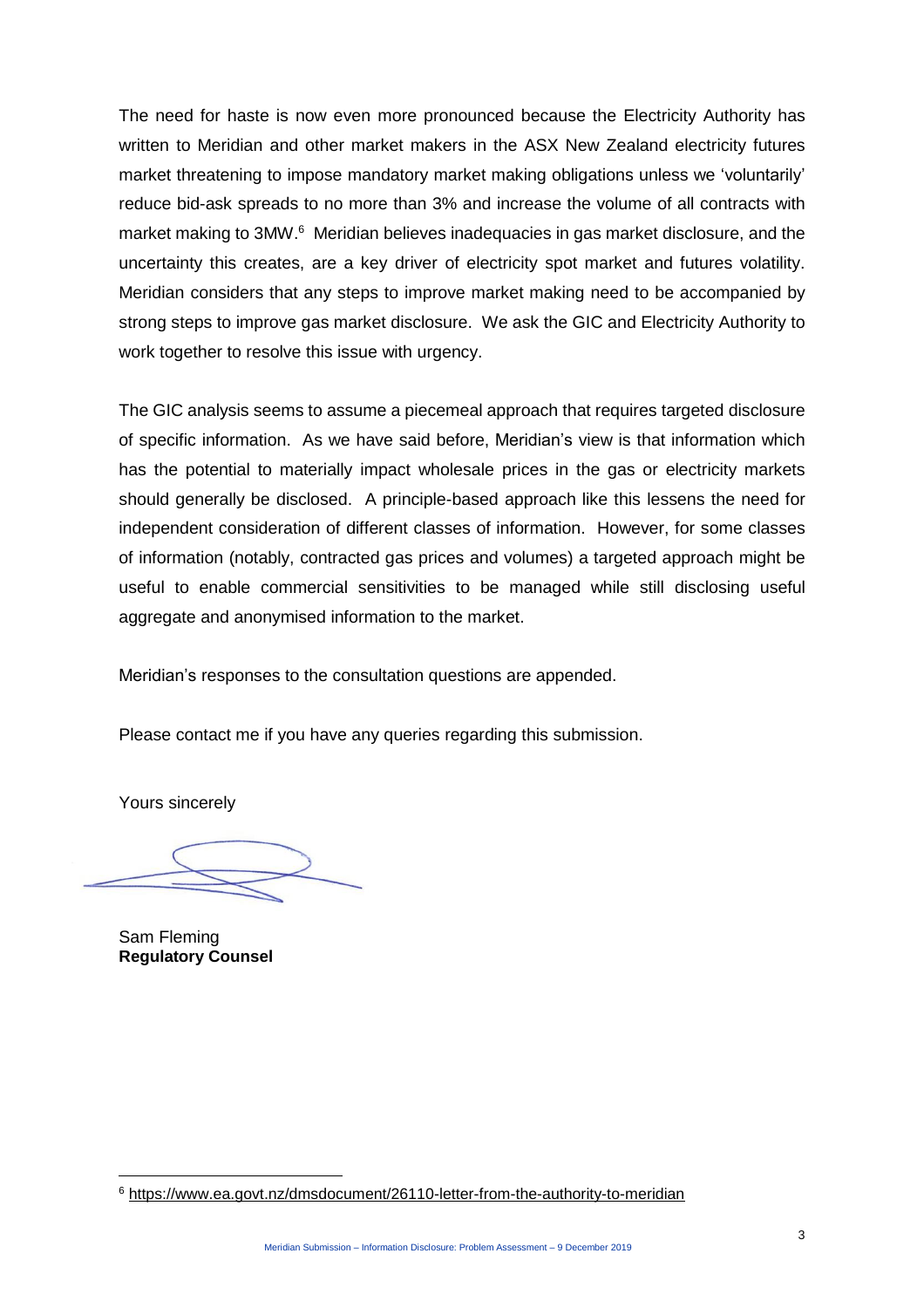The need for haste is now even more pronounced because the Electricity Authority has written to Meridian and other market makers in the ASX New Zealand electricity futures market threatening to impose mandatory market making obligations unless we 'voluntarily' reduce bid-ask spreads to no more than 3% and increase the volume of all contracts with market making to 3MW.[6] Meridian believes inadequacies in gas market disclosure, and the uncertainty this creates, are a key driver of electricity spot market and futures volatility. Meridian considers that any steps to improve market making need to be accompanied by strong steps to improve gas market disclosure. We ask the GIC and Electricity Authority to work together to resolve this issue with urgency.

The GIC analysis seems to assume a piecemeal approach that requires targeted disclosure of specific information. As we have said before, Meridian's view is that information which has the potential to materially impact wholesale prices in the gas or electricity markets should generally be disclosed. A principle-based approach like this lessens the need for independent consideration of different classes of information. However, for some classes of information (notably, contracted gas prices and volumes) a targeted approach might be useful to enable commercial sensitivities to be managed while still disclosing useful aggregate and anonymised information to the market.

Meridian's responses to the consultation questions are appended.

Please contact me if you have any queries regarding this submission.

Yours sincerely

Sam Fleming
**Regulatory Counsel**

[6] https://www.ea.govt.nz/dmsdocument/26110-letter-from-the-authority-to-meridian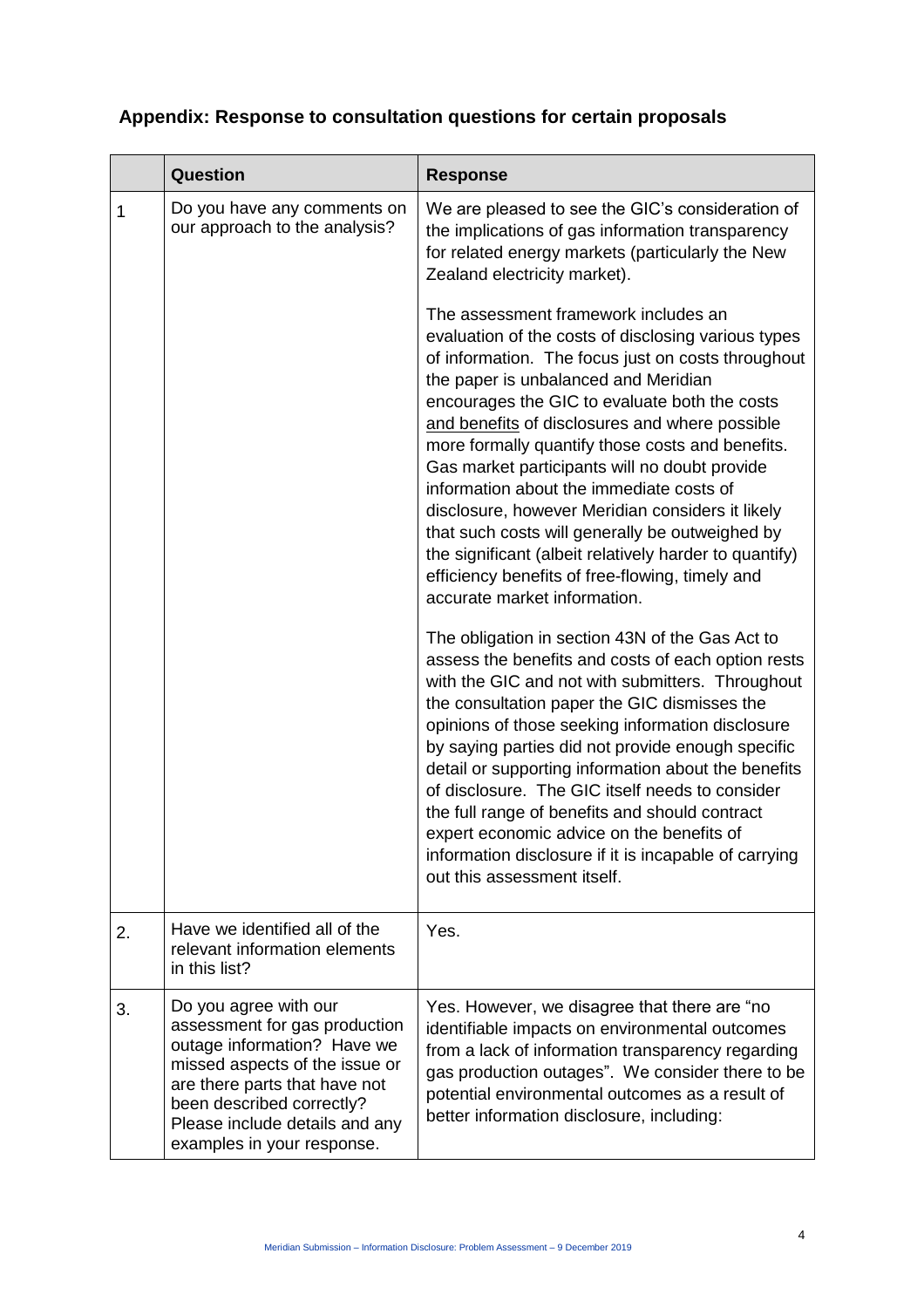## Appendix: Response to consultation questions for certain proposals

| | Question | Response |
|---|---|---|
| 1 | Do you have any comments on our approach to the analysis? | We are pleased to see the GIC's consideration of the implications of gas information transparency for related energy markets (particularly the New Zealand electricity market).<br><br>The assessment framework includes an evaluation of the costs of disclosing various types of information. The focus just on costs throughout the paper is unbalanced and Meridian encourages the GIC to evaluate both the costs and benefits of disclosures and where possible more formally quantify those costs and benefits. Gas market participants will no doubt provide information about the immediate costs of disclosure, however Meridian considers it likely that such costs will generally be outweighed by the significant (albeit relatively harder to quantify) efficiency benefits of free-flowing, timely and accurate market information.<br><br>The obligation in section 43N of the Gas Act to assess the benefits and costs of each option rests with the GIC and not with submitters. Throughout the consultation paper the GIC dismisses the opinions of those seeking information disclosure by saying parties did not provide enough specific detail or supporting information about the benefits of disclosure. The GIC itself needs to consider the full range of benefits and should contract expert economic advice on the benefits of information disclosure if it is incapable of carrying out this assessment itself. |
| 2. | Have we identified all of the relevant information elements in this list? | Yes. |
| 3. | Do you agree with our assessment for gas production outage information? Have we missed aspects of the issue or are there parts that have not been described correctly? Please include details and any examples in your response. | Yes. However, we disagree that there are "no identifiable impacts on environmental outcomes from a lack of information transparency regarding gas production outages". We consider there to be potential environmental outcomes as a result of better information disclosure, including: |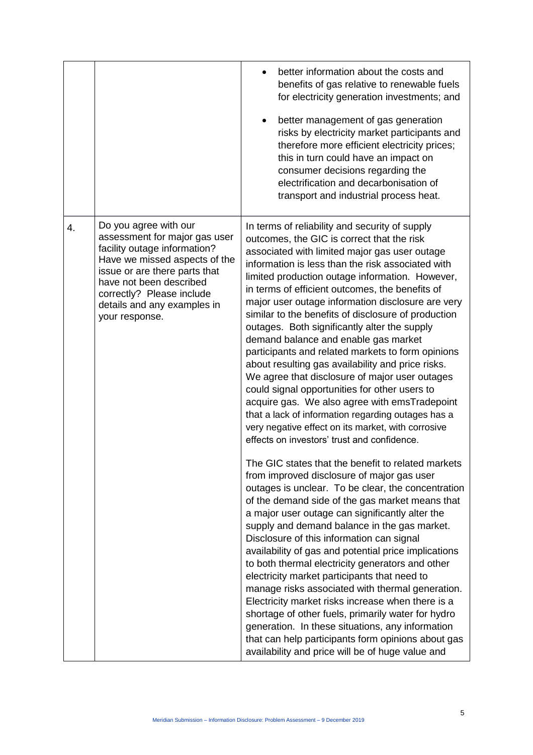| | | |
|---|---|---|
| | | • better information about the costs and benefits of gas relative to renewable fuels for electricity generation investments; and<br><br>• better management of gas generation risks by electricity market participants and therefore more efficient electricity prices; this in turn could have an impact on consumer decisions regarding the electrification and decarbonisation of transport and industrial process heat. |
| 4. | Do you agree with our assessment for major gas user facility outage information? Have we missed aspects of the issue or are there parts that have not been described correctly? Please include details and any examples in your response. | In terms of reliability and security of supply outcomes, the GIC is correct that the risk associated with limited major gas user outage information is less than the risk associated with limited production outage information. However, in terms of efficient outcomes, the benefits of major user outage information disclosure are very similar to the benefits of disclosure of production outages. Both significantly alter the supply demand balance and enable gas market participants and related markets to form opinions about resulting gas availability and price risks. We agree that disclosure of major user outages could signal opportunities for other users to acquire gas. We also agree with emsTradepoint that a lack of information regarding outages has a very negative effect on its market, with corrosive effects on investors' trust and confidence.<br><br>The GIC states that the benefit to related markets from improved disclosure of major gas user outages is unclear. To be clear, the concentration of the demand side of the gas market means that a major user outage can significantly alter the supply and demand balance in the gas market. Disclosure of this information can signal availability of gas and potential price implications to both thermal electricity generators and other electricity market participants that need to manage risks associated with thermal generation. Electricity market risks increase when there is a shortage of other fuels, primarily water for hydro generation. In these situations, any information that can help participants form opinions about gas availability and price will be of huge value and |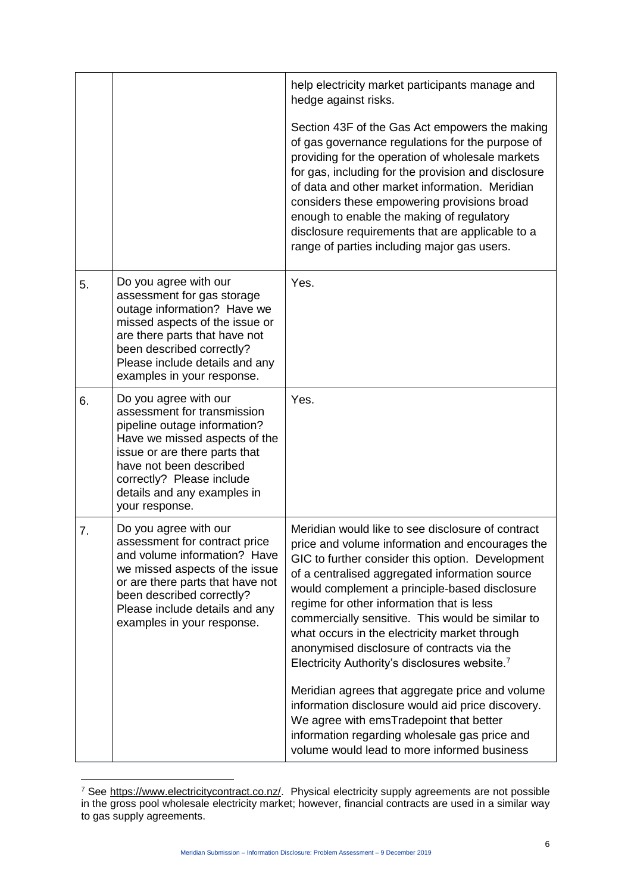| | | |
|---|---|---|
| | | help electricity market participants manage and hedge against risks.<br><br>Section 43F of the Gas Act empowers the making of gas governance regulations for the purpose of providing for the operation of wholesale markets for gas, including for the provision and disclosure of data and other market information. Meridian considers these empowering provisions broad enough to enable the making of regulatory disclosure requirements that are applicable to a range of parties including major gas users. |
| 5. | Do you agree with our assessment for gas storage outage information? Have we missed aspects of the issue or are there parts that have not been described correctly? Please include details and any examples in your response. | Yes. |
| 6. | Do you agree with our assessment for transmission pipeline outage information? Have we missed aspects of the issue or are there parts that have not been described correctly? Please include details and any examples in your response. | Yes. |
| 7. | Do you agree with our assessment for contract price and volume information? Have we missed aspects of the issue or are there parts that have not been described correctly? Please include details and any examples in your response. | Meridian would like to see disclosure of contract price and volume information and encourages the GIC to further consider this option. Development of a centralised aggregated information source would complement a principle-based disclosure regime for other information that is less commercially sensitive. This would be similar to what occurs in the electricity market through anonymised disclosure of contracts via the Electricity Authority's disclosures website.[7]<br><br>Meridian agrees that aggregate price and volume information disclosure would aid price discovery. We agree with emsTradepoint that better information regarding wholesale gas price and volume would lead to more informed business |

[7] See https://www.electricitycontract.co.nz/. Physical electricity supply agreements are not possible in the gross pool wholesale electricity market; however, financial contracts are used in a similar way to gas supply agreements.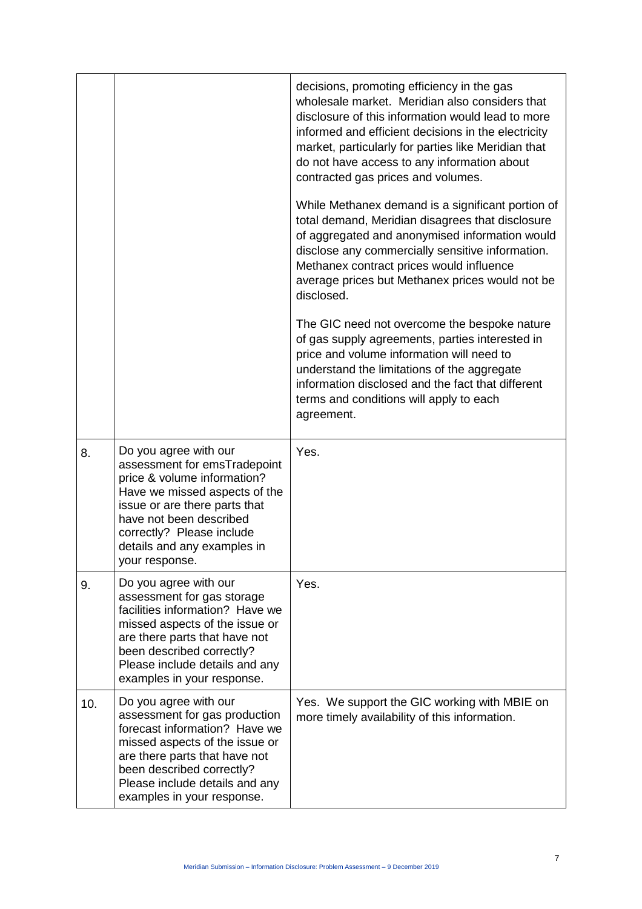| | | |
|---|---|---|
| | | decisions, promoting efficiency in the gas wholesale market. Meridian also considers that disclosure of this information would lead to more informed and efficient decisions in the electricity market, particularly for parties like Meridian that do not have access to any information about contracted gas prices and volumes.<br><br>While Methanex demand is a significant portion of total demand, Meridian disagrees that disclosure of aggregated and anonymised information would disclose any commercially sensitive information. Methanex contract prices would influence average prices but Methanex prices would not be disclosed.<br><br>The GIC need not overcome the bespoke nature of gas supply agreements, parties interested in price and volume information will need to understand the limitations of the aggregate information disclosed and the fact that different terms and conditions will apply to each agreement. |
| 8. | Do you agree with our assessment for emsTradepoint price & volume information? Have we missed aspects of the issue or are there parts that have not been described correctly? Please include details and any examples in your response. | Yes. |
| 9. | Do you agree with our assessment for gas storage facilities information? Have we missed aspects of the issue or are there parts that have not been described correctly? Please include details and any examples in your response. | Yes. |
| 10. | Do you agree with our assessment for gas production forecast information? Have we missed aspects of the issue or are there parts that have not been described correctly? Please include details and any examples in your response. | Yes. We support the GIC working with MBIE on more timely availability of this information. |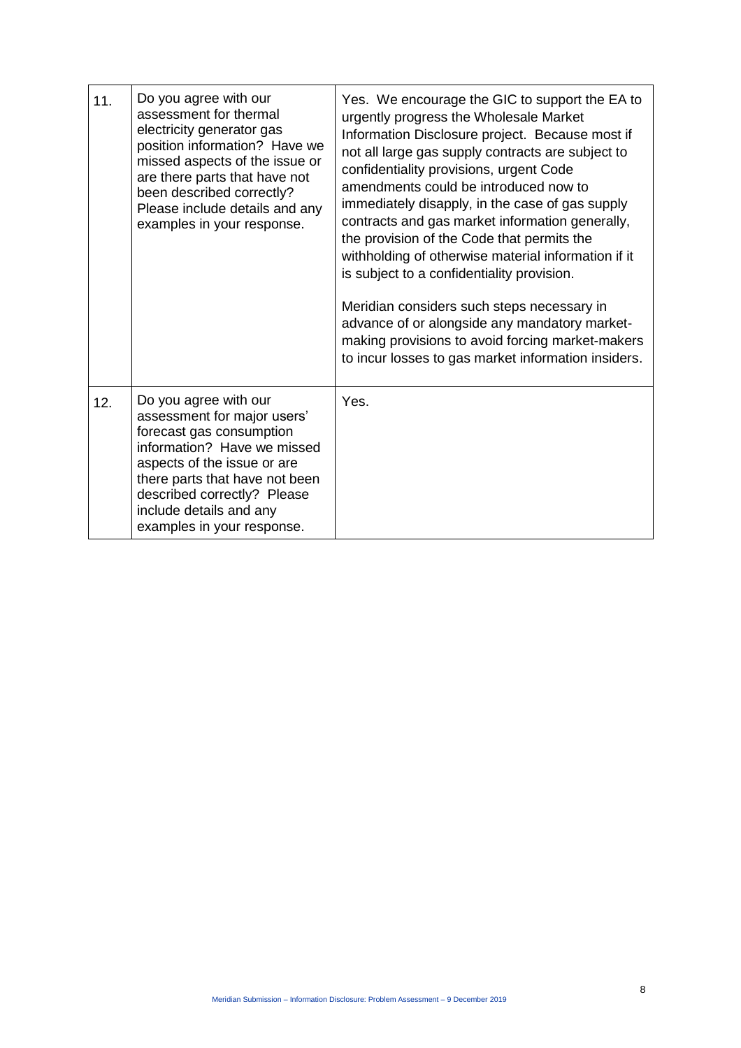| | | |
|---|---|---|
| 11. | Do you agree with our assessment for thermal electricity generator gas position information? Have we missed aspects of the issue or are there parts that have not been described correctly? Please include details and any examples in your response. | Yes. We encourage the GIC to support the EA to urgently progress the Wholesale Market Information Disclosure project. Because most if not all large gas supply contracts are subject to confidentiality provisions, urgent Code amendments could be introduced now to immediately disapply, in the case of gas supply contracts and gas market information generally, the provision of the Code that permits the withholding of otherwise material information if it is subject to a confidentiality provision.<br><br>Meridian considers such steps necessary in advance of or alongside any mandatory market-making provisions to avoid forcing market-makers to incur losses to gas market information insiders. |
| 12. | Do you agree with our assessment for major users' forecast gas consumption information? Have we missed aspects of the issue or are there parts that have not been described correctly? Please include details and any examples in your response. | Yes. |